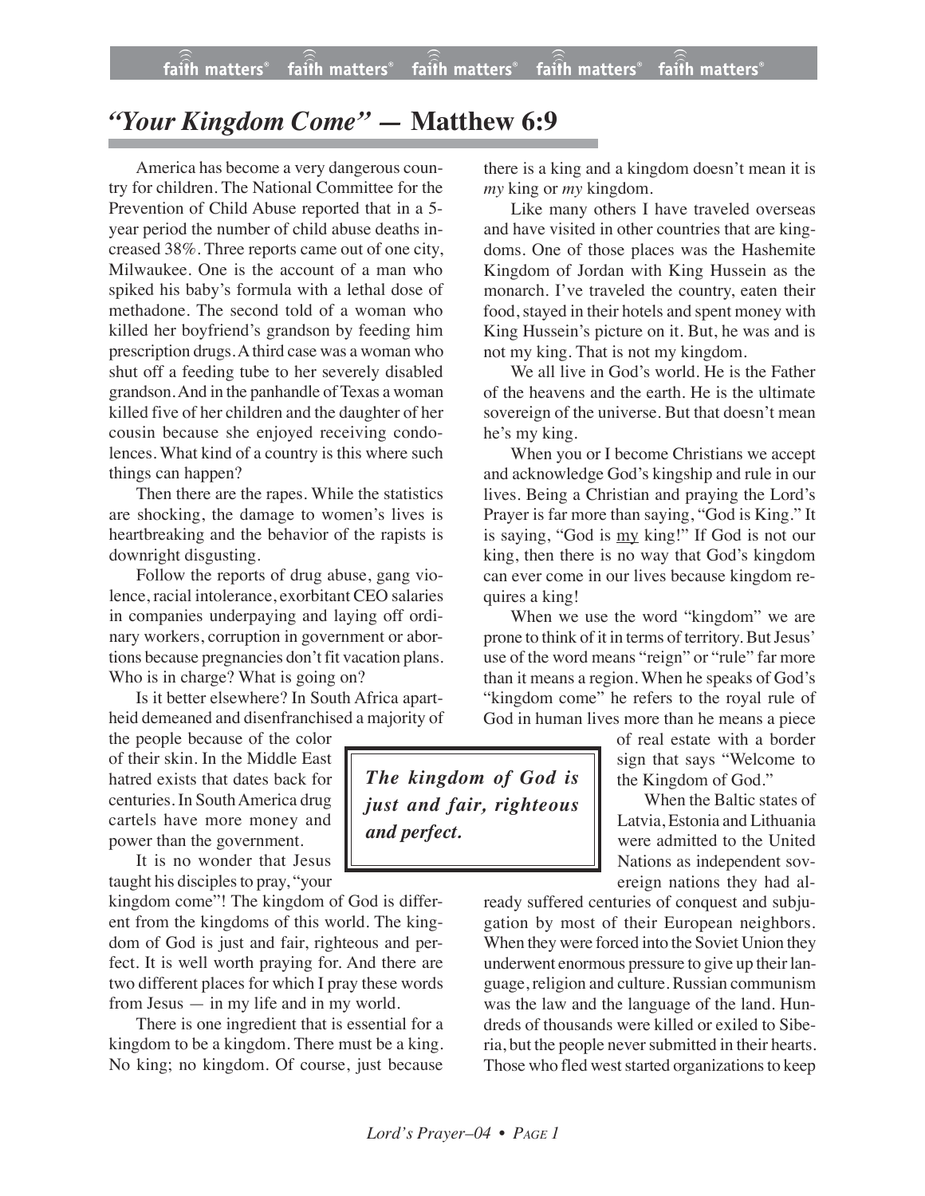# *"Your Kingdom Come"* — Matthew 6:9

America has become a very dangerous country for children. The National Committee for the Prevention of Child Abuse reported that in a 5-year period the number of child abuse deaths increased 38%. Three reports came out of one city, Milwaukee. One is the account of a man who spiked his baby's formula with a lethal dose of methadone. The second told of a woman who killed her boyfriend's grandson by feeding him prescription drugs. A third case was a woman who shut off a feeding tube to her severely disabled grandson. And in the panhandle of Texas a woman killed five of her children and the daughter of her cousin because she enjoyed receiving condolences. What kind of a country is this where such things can happen?

Then there are the rapes. While the statistics are shocking, the damage to women's lives is heartbreaking and the behavior of the rapists is downright disgusting.

Follow the reports of drug abuse, gang violence, racial intolerance, exorbitant CEO salaries in companies underpaying and laying off ordinary workers, corruption in government or abortions because pregnancies don't fit vacation plans. Who is in charge? What is going on?

Is it better elsewhere? In South Africa apartheid demeaned and disenfranchised a majority of the people because of the color of their skin. In the Middle East hatred exists that dates back for centuries. In South America drug cartels have more money and power than the government.

It is no wonder that Jesus taught his disciples to pray, "your kingdom come"! The kingdom of God is different from the kingdoms of this world. The kingdom of God is just and fair, righteous and perfect. It is well worth praying for. And there are two different places for which I pray these words from Jesus — in my life and in my world.

There is one ingredient that is essential for a kingdom to be a kingdom. There must be a king. No king; no kingdom. Of course, just because there is a king and a kingdom doesn't mean it is *my* king or *my* kingdom.

Like many others I have traveled overseas and have visited in other countries that are kingdoms. One of those places was the Hashemite Kingdom of Jordan with King Hussein as the monarch. I've traveled the country, eaten their food, stayed in their hotels and spent money with King Hussein's picture on it. But, he was and is not my king. That is not my kingdom.

We all live in God's world. He is the Father of the heavens and the earth. He is the ultimate sovereign of the universe. But that doesn't mean he's my king.

When you or I become Christians we accept and acknowledge God's kingship and rule in our lives. Being a Christian and praying the Lord's Prayer is far more than saying, "God is King." It is saying, "God is <u>my</u> king!" If God is not our king, then there is no way that God's kingdom can ever come in our lives because kingdom requires a king!

When we use the word "kingdom" we are prone to think of it in terms of territory. But Jesus' use of the word means "reign" or "rule" far more than it means a region. When he speaks of God's "kingdom come" he refers to the royal rule of God in human lives more than he means a piece of real estate with a border sign that says "Welcome to the Kingdom of God."

> ***The kingdom of God is just and fair, righteous and perfect.***

When the Baltic states of Latvia, Estonia and Lithuania were admitted to the United Nations as independent sovereign nations they had already suffered centuries of conquest and subjugation by most of their European neighbors. When they were forced into the Soviet Union they underwent enormous pressure to give up their language, religion and culture. Russian communism was the law and the language of the land. Hundreds of thousands were killed or exiled to Siberia, but the people never submitted in their hearts. Those who fled west started organizations to keep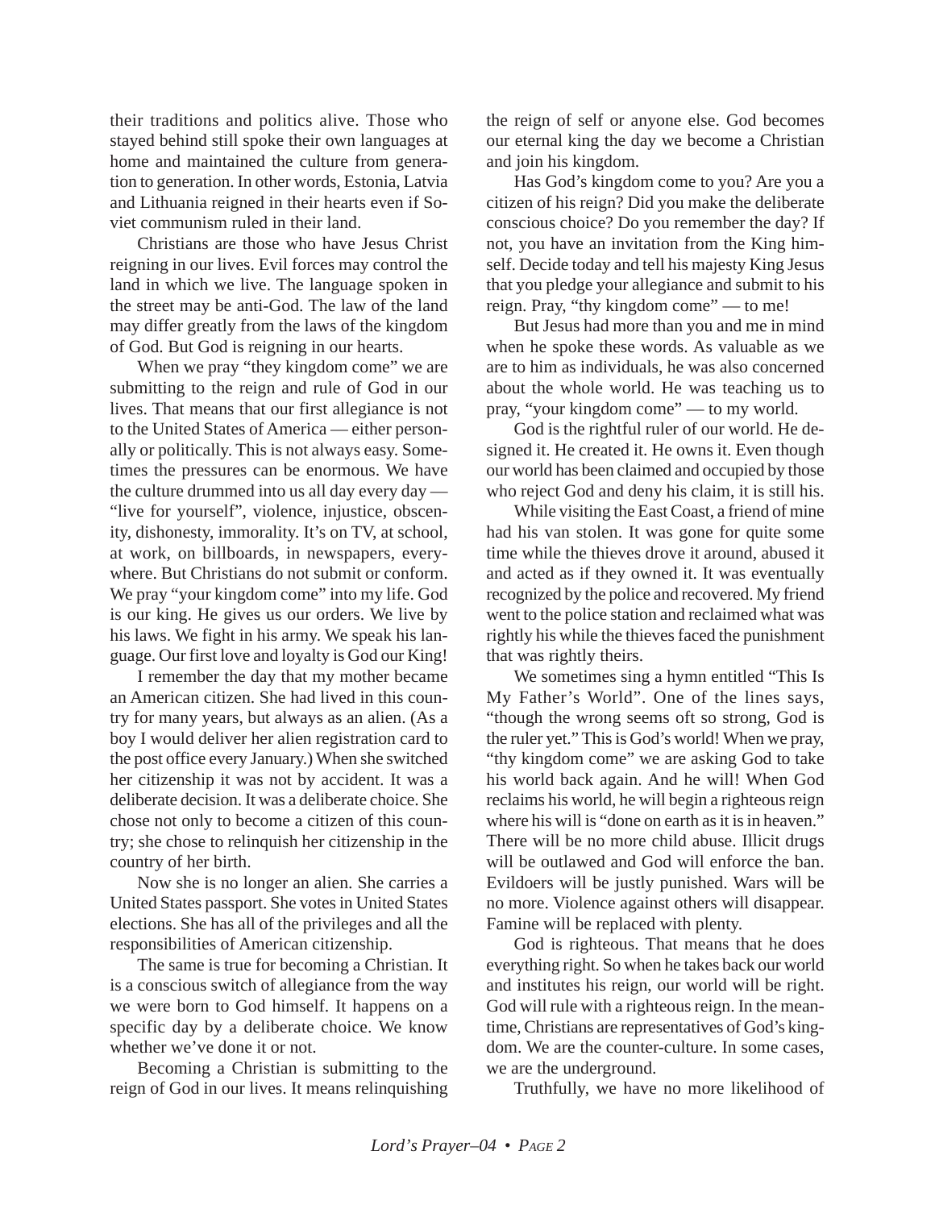their traditions and politics alive. Those who stayed behind still spoke their own languages at home and maintained the culture from generation to generation. In other words, Estonia, Latvia and Lithuania reigned in their hearts even if Soviet communism ruled in their land.

Christians are those who have Jesus Christ reigning in our lives. Evil forces may control the land in which we live. The language spoken in the street may be anti-God. The law of the land may differ greatly from the laws of the kingdom of God. But God is reigning in our hearts.

When we pray "they kingdom come" we are submitting to the reign and rule of God in our lives. That means that our first allegiance is not to the United States of America — either personally or politically. This is not always easy. Sometimes the pressures can be enormous. We have the culture drummed into us all day every day — "live for yourself", violence, injustice, obscenity, dishonesty, immorality. It's on TV, at school, at work, on billboards, in newspapers, everywhere. But Christians do not submit or conform. We pray "your kingdom come" into my life. God is our king. He gives us our orders. We live by his laws. We fight in his army. We speak his language. Our first love and loyalty is God our King!

I remember the day that my mother became an American citizen. She had lived in this country for many years, but always as an alien. (As a boy I would deliver her alien registration card to the post office every January.) When she switched her citizenship it was not by accident. It was a deliberate decision. It was a deliberate choice. She chose not only to become a citizen of this country; she chose to relinquish her citizenship in the country of her birth.

Now she is no longer an alien. She carries a United States passport. She votes in United States elections. She has all of the privileges and all the responsibilities of American citizenship.

The same is true for becoming a Christian. It is a conscious switch of allegiance from the way we were born to God himself. It happens on a specific day by a deliberate choice. We know whether we've done it or not.

Becoming a Christian is submitting to the reign of God in our lives. It means relinquishing the reign of self or anyone else. God becomes our eternal king the day we become a Christian and join his kingdom.

Has God's kingdom come to you? Are you a citizen of his reign? Did you make the deliberate conscious choice? Do you remember the day? If not, you have an invitation from the King himself. Decide today and tell his majesty King Jesus that you pledge your allegiance and submit to his reign. Pray, "thy kingdom come" — to me!

But Jesus had more than you and me in mind when he spoke these words. As valuable as we are to him as individuals, he was also concerned about the whole world. He was teaching us to pray, "your kingdom come" — to my world.

God is the rightful ruler of our world. He designed it. He created it. He owns it. Even though our world has been claimed and occupied by those who reject God and deny his claim, it is still his.

While visiting the East Coast, a friend of mine had his van stolen. It was gone for quite some time while the thieves drove it around, abused it and acted as if they owned it. It was eventually recognized by the police and recovered. My friend went to the police station and reclaimed what was rightly his while the thieves faced the punishment that was rightly theirs.

We sometimes sing a hymn entitled "This Is My Father's World". One of the lines says, "though the wrong seems oft so strong, God is the ruler yet." This is God's world! When we pray, "thy kingdom come" we are asking God to take his world back again. And he will! When God reclaims his world, he will begin a righteous reign where his will is "done on earth as it is in heaven." There will be no more child abuse. Illicit drugs will be outlawed and God will enforce the ban. Evildoers will be justly punished. Wars will be no more. Violence against others will disappear. Famine will be replaced with plenty.

God is righteous. That means that he does everything right. So when he takes back our world and institutes his reign, our world will be right. God will rule with a righteous reign. In the meantime, Christians are representatives of God's kingdom. We are the counter-culture. In some cases, we are the underground.

Truthfully, we have no more likelihood of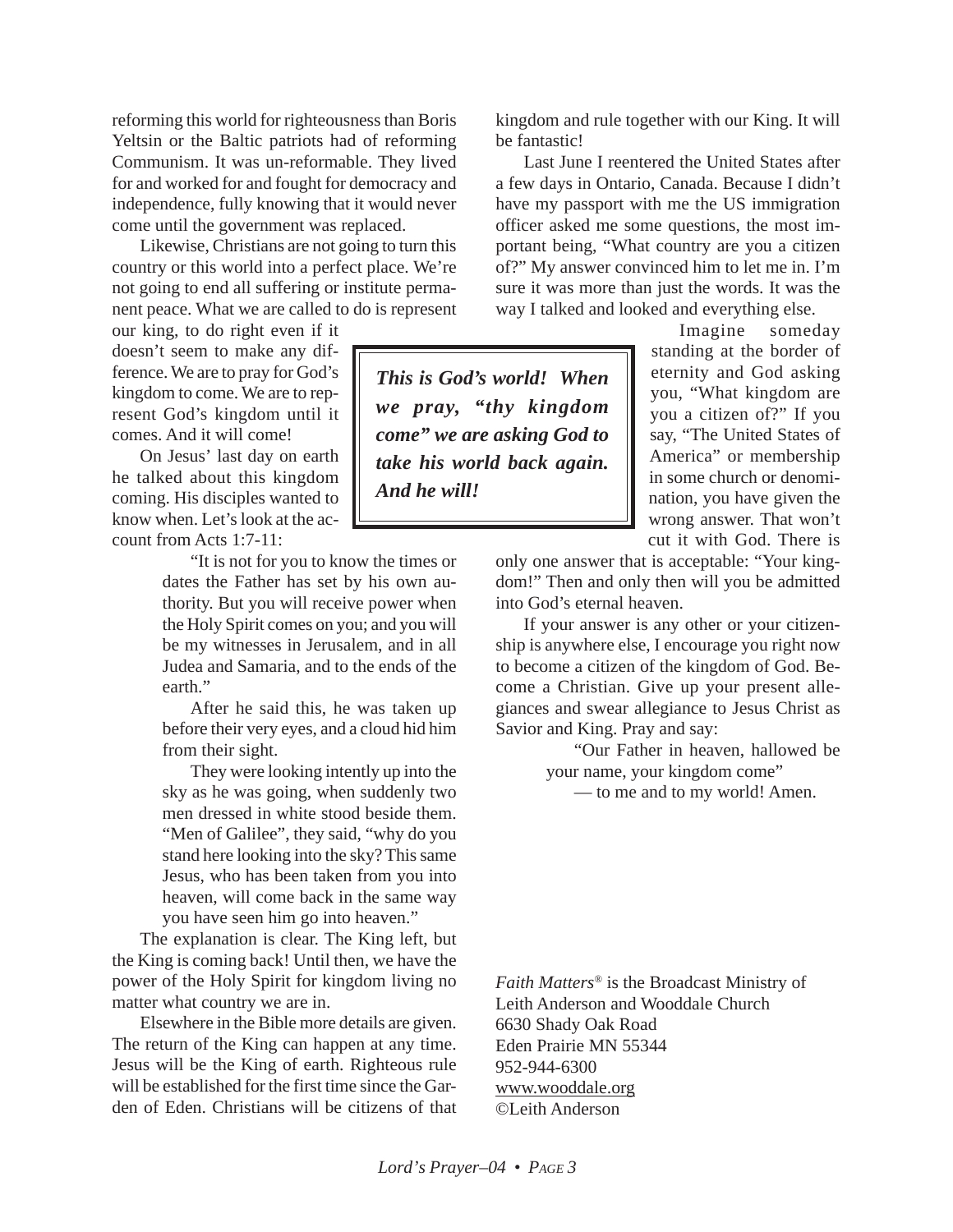reforming this world for righteousness than Boris Yeltsin or the Baltic patriots had of reforming Communism. It was un-reformable. They lived for and worked for and fought for democracy and independence, fully knowing that it would never come until the government was replaced.

Likewise, Christians are not going to turn this country or this world into a perfect place. We're not going to end all suffering or institute permanent peace. What we are called to do is represent our king, to do right even if it doesn't seem to make any difference. We are to pray for God's kingdom to come. We are to represent God's kingdom until it comes. And it will come!

> ***This is God's world! When we pray, "thy kingdom come" we are asking God to take his world back again. And he will!***

On Jesus' last day on earth he talked about this kingdom coming. His disciples wanted to know when. Let's look at the account from Acts 1:7-11:

> "It is not for you to know the times or dates the Father has set by his own authority. But you will receive power when the Holy Spirit comes on you; and you will be my witnesses in Jerusalem, and in all Judea and Samaria, and to the ends of the earth."
>
> After he said this, he was taken up before their very eyes, and a cloud hid him from their sight.
>
> They were looking intently up into the sky as he was going, when suddenly two men dressed in white stood beside them. "Men of Galilee", they said, "why do you stand here looking into the sky? This same Jesus, who has been taken from you into heaven, will come back in the same way you have seen him go into heaven."

The explanation is clear. The King left, but the King is coming back! Until then, we have the power of the Holy Spirit for kingdom living no matter what country we are in.

Elsewhere in the Bible more details are given. The return of the King can happen at any time. Jesus will be the King of earth. Righteous rule will be established for the first time since the Garden of Eden. Christians will be citizens of that kingdom and rule together with our King. It will be fantastic!

Last June I reentered the United States after a few days in Ontario, Canada. Because I didn't have my passport with me the US immigration officer asked me some questions, the most important being, "What country are you a citizen of?" My answer convinced him to let me in. I'm sure it was more than just the words. It was the way I talked and looked and everything else.

Imagine someday standing at the border of eternity and God asking you, "What kingdom are you a citizen of?" If you say, "The United States of America" or membership in some church or denomination, you have given the wrong answer. That won't cut it with God. There is only one answer that is acceptable: "Your kingdom!" Then and only then will you be admitted into God's eternal heaven.

If your answer is any other or your citizenship is anywhere else, I encourage you right now to become a citizen of the kingdom of God. Become a Christian. Give up your present allegiances and swear allegiance to Jesus Christ as Savior and King. Pray and say:

> "Our Father in heaven, hallowed be your name, your kingdom come"
>
> — to me and to my world! Amen.

*Faith Matters*® is the Broadcast Ministry of
Leith Anderson and Wooddale Church
6630 Shady Oak Road
Eden Prairie MN 55344
952-944-6300
www.wooddale.org
©Leith Anderson